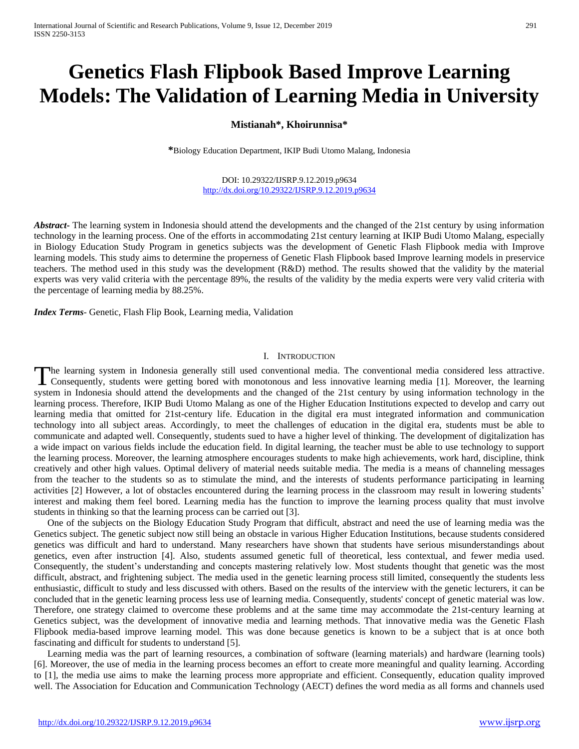# Genetics Flash Flipbook Based Improve Learning Models: The Validation of Learning Media in University

**Mistianah\*, Khoirunnisa\***

**\***Biology Education Department, IKIP Budi Utomo Malang, Indonesia

DOI: 10.29322/IJSRP.9.12.2019.p9634
http://dx.doi.org/10.29322/IJSRP.9.12.2019.p9634

***Abstract-*** The learning system in Indonesia should attend the developments and the changed of the 21st century by using information technology in the learning process. One of the efforts in accommodating 21st century learning at IKIP Budi Utomo Malang, especially in Biology Education Study Program in genetics subjects was the development of Genetic Flash Flipbook media with Improve learning models. This study aims to determine the properness of Genetic Flash Flipbook based Improve learning models in preservice teachers. The method used in this study was the development (R&D) method. The results showed that the validity by the material experts was very valid criteria with the percentage 89%, the results of the validity by the media experts were very valid criteria with the percentage of learning media by 88.25%.

***Index Terms-*** Genetic, Flash Flip Book, Learning media, Validation

## I. Introduction

The learning system in Indonesia generally still used conventional media. The conventional media considered less attractive. Consequently, students were getting bored with monotonous and less innovative learning media [1]. Moreover, the learning system in Indonesia should attend the developments and the changed of the 21st century by using information technology in the learning process. Therefore, IKIP Budi Utomo Malang as one of the Higher Education Institutions expected to develop and carry out learning media that omitted for 21st-century life. Education in the digital era must integrated information and communication technology into all subject areas. Accordingly, to meet the challenges of education in the digital era, students must be able to communicate and adapted well. Consequently, students sued to have a higher level of thinking. The development of digitalization has a wide impact on various fields include the education field. In digital learning, the teacher must be able to use technology to support the learning process. Moreover, the learning atmosphere encourages students to make high achievements, work hard, discipline, think creatively and other high values. Optimal delivery of material needs suitable media. The media is a means of channeling messages from the teacher to the students so as to stimulate the mind, and the interests of students performance participating in learning activities [2] However, a lot of obstacles encountered during the learning process in the classroom may result in lowering students' interest and making them feel bored. Learning media has the function to improve the learning process quality that must involve students in thinking so that the learning process can be carried out [3].

One of the subjects on the Biology Education Study Program that difficult, abstract and need the use of learning media was the Genetics subject. The genetic subject now still being an obstacle in various Higher Education Institutions, because students considered genetics was difficult and hard to understand. Many researchers have shown that students have serious misunderstandings about genetics, even after instruction [4]. Also, students assumed genetic full of theoretical, less contextual, and fewer media used. Consequently, the student's understanding and concepts mastering relatively low. Most students thought that genetic was the most difficult, abstract, and frightening subject. The media used in the genetic learning process still limited, consequently the students less enthusiastic, difficult to study and less discussed with others. Based on the results of the interview with the genetic lecturers, it can be concluded that in the genetic learning process less use of learning media. Consequently, students' concept of genetic material was low. Therefore, one strategy claimed to overcome these problems and at the same time may accommodate the 21st-century learning at Genetics subject, was the development of innovative media and learning methods. That innovative media was the Genetic Flash Flipbook media-based improve learning model. This was done because genetics is known to be a subject that is at once both fascinating and difficult for students to understand [5].

Learning media was the part of learning resources, a combination of software (learning materials) and hardware (learning tools) [6]. Moreover, the use of media in the learning process becomes an effort to create more meaningful and quality learning. According to [1], the media use aims to make the learning process more appropriate and efficient. Consequently, education quality improved well. The Association for Education and Communication Technology (AECT) defines the word media as all forms and channels used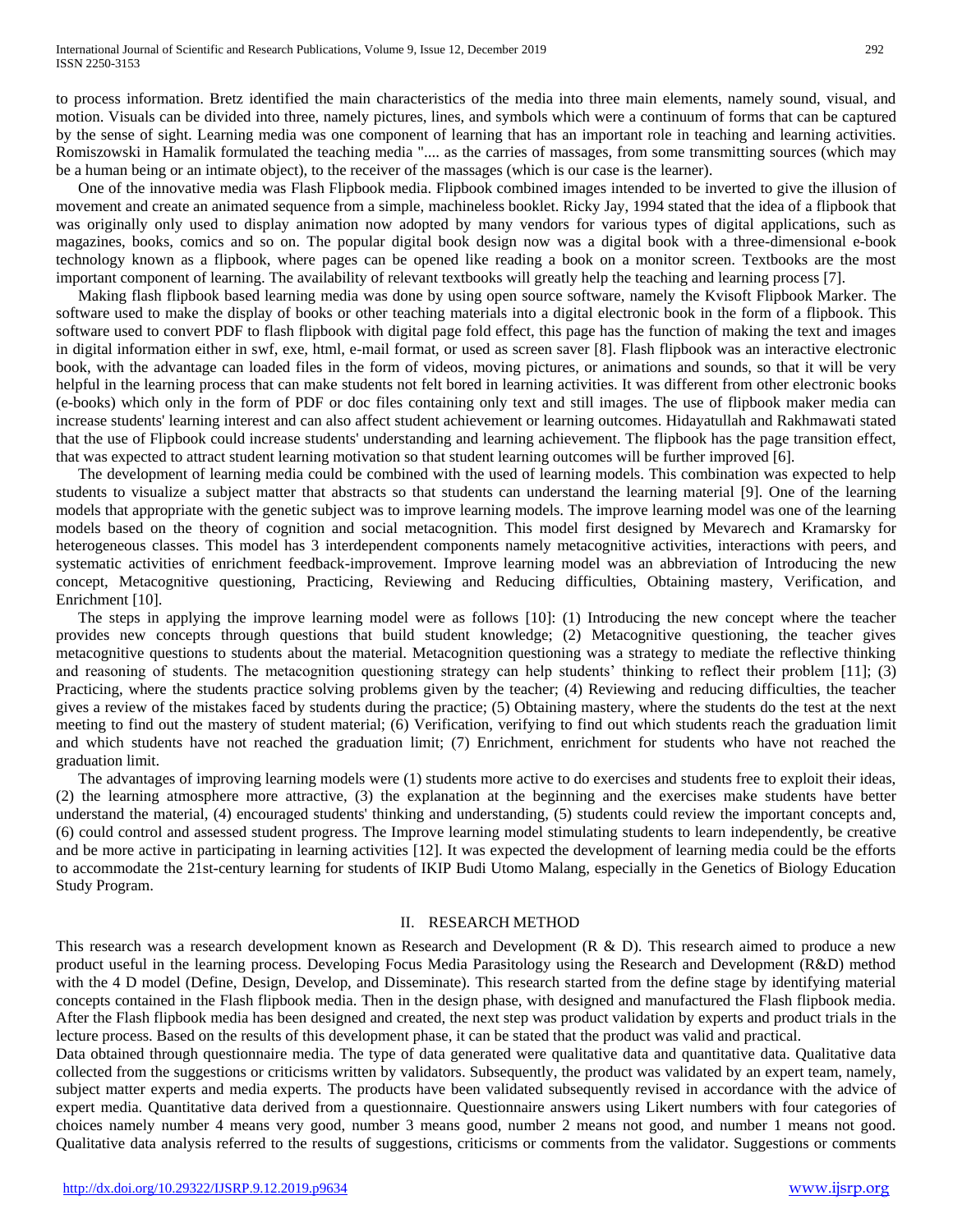to process information. Bretz identified the main characteristics of the media into three main elements, namely sound, visual, and motion. Visuals can be divided into three, namely pictures, lines, and symbols which were a continuum of forms that can be captured by the sense of sight. Learning media was one component of learning that has an important role in teaching and learning activities. Romiszowski in Hamalik formulated the teaching media ".... as the carries of massages, from some transmitting sources (which may be a human being or an intimate object), to the receiver of the massages (which is our case is the learner).

One of the innovative media was Flash Flipbook media. Flipbook combined images intended to be inverted to give the illusion of movement and create an animated sequence from a simple, machineless booklet. Ricky Jay, 1994 stated that the idea of a flipbook that was originally only used to display animation now adopted by many vendors for various types of digital applications, such as magazines, books, comics and so on. The popular digital book design now was a digital book with a three-dimensional e-book technology known as a flipbook, where pages can be opened like reading a book on a monitor screen. Textbooks are the most important component of learning. The availability of relevant textbooks will greatly help the teaching and learning process [7].

Making flash flipbook based learning media was done by using open source software, namely the Kvisoft Flipbook Marker. The software used to make the display of books or other teaching materials into a digital electronic book in the form of a flipbook. This software used to convert PDF to flash flipbook with digital page fold effect, this page has the function of making the text and images in digital information either in swf, exe, html, e-mail format, or used as screen saver [8]. Flash flipbook was an interactive electronic book, with the advantage can loaded files in the form of videos, moving pictures, or animations and sounds, so that it will be very helpful in the learning process that can make students not felt bored in learning activities. It was different from other electronic books (e-books) which only in the form of PDF or doc files containing only text and still images. The use of flipbook maker media can increase students' learning interest and can also affect student achievement or learning outcomes. Hidayatullah and Rakhmawati stated that the use of Flipbook could increase students' understanding and learning achievement. The flipbook has the page transition effect, that was expected to attract student learning motivation so that student learning outcomes will be further improved [6].

The development of learning media could be combined with the used of learning models. This combination was expected to help students to visualize a subject matter that abstracts so that students can understand the learning material [9]. One of the learning models that appropriate with the genetic subject was to improve learning models. The improve learning model was one of the learning models based on the theory of cognition and social metacognition. This model first designed by Mevarech and Kramarsky for heterogeneous classes. This model has 3 interdependent components namely metacognitive activities, interactions with peers, and systematic activities of enrichment feedback-improvement. Improve learning model was an abbreviation of Introducing the new concept, Metacognitive questioning, Practicing, Reviewing and Reducing difficulties, Obtaining mastery, Verification, and Enrichment [10].

The steps in applying the improve learning model were as follows [10]: (1) Introducing the new concept where the teacher provides new concepts through questions that build student knowledge; (2) Metacognitive questioning, the teacher gives metacognitive questions to students about the material. Metacognition questioning was a strategy to mediate the reflective thinking and reasoning of students. The metacognition questioning strategy can help students' thinking to reflect their problem [11]; (3) Practicing, where the students practice solving problems given by the teacher; (4) Reviewing and reducing difficulties, the teacher gives a review of the mistakes faced by students during the practice; (5) Obtaining mastery, where the students do the test at the next meeting to find out the mastery of student material; (6) Verification, verifying to find out which students reach the graduation limit and which students have not reached the graduation limit; (7) Enrichment, enrichment for students who have not reached the graduation limit.

The advantages of improving learning models were (1) students more active to do exercises and students free to exploit their ideas, (2) the learning atmosphere more attractive, (3) the explanation at the beginning and the exercises make students have better understand the material, (4) encouraged students' thinking and understanding, (5) students could review the important concepts and, (6) could control and assessed student progress. The Improve learning model stimulating students to learn independently, be creative and be more active in participating in learning activities [12]. It was expected the development of learning media could be the efforts to accommodate the 21st-century learning for students of IKIP Budi Utomo Malang, especially in the Genetics of Biology Education Study Program.

## II. RESEARCH METHOD

This research was a research development known as Research and Development (R & D). This research aimed to produce a new product useful in the learning process. Developing Focus Media Parasitology using the Research and Development (R&D) method with the 4 D model (Define, Design, Develop, and Disseminate). This research started from the define stage by identifying material concepts contained in the Flash flipbook media. Then in the design phase, with designed and manufactured the Flash flipbook media. After the Flash flipbook media has been designed and created, the next step was product validation by experts and product trials in the lecture process. Based on the results of this development phase, it can be stated that the product was valid and practical.

Data obtained through questionnaire media. The type of data generated were qualitative data and quantitative data. Qualitative data collected from the suggestions or criticisms written by validators. Subsequently, the product was validated by an expert team, namely, subject matter experts and media experts. The products have been validated subsequently revised in accordance with the advice of expert media. Quantitative data derived from a questionnaire. Questionnaire answers using Likert numbers with four categories of choices namely number 4 means very good, number 3 means good, number 2 means not good, and number 1 means not good. Qualitative data analysis referred to the results of suggestions, criticisms or comments from the validator. Suggestions or comments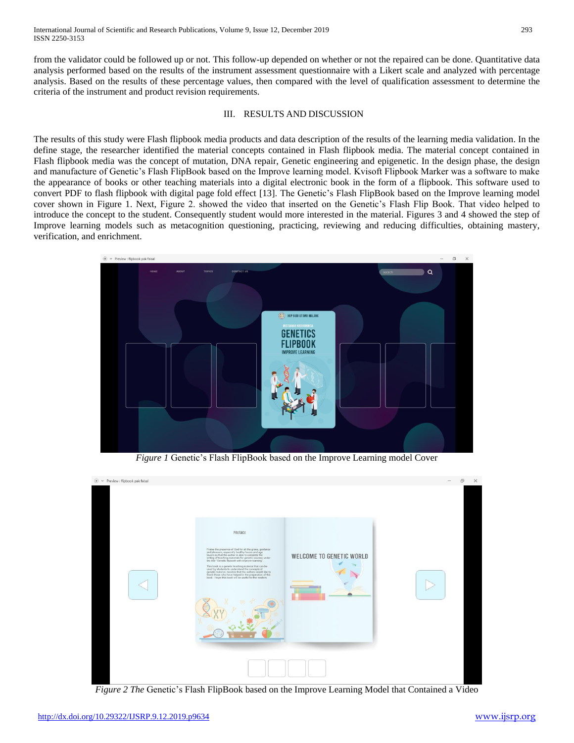from the validator could be followed up or not. This follow-up depended on whether or not the repaired can be done. Quantitative data analysis performed based on the results of the instrument assessment questionnaire with a Likert scale and analyzed with percentage analysis. Based on the results of these percentage values, then compared with the level of qualification assessment to determine the criteria of the instrument and product revision requirements.

## III. RESULTS AND DISCUSSION

The results of this study were Flash flipbook media products and data description of the results of the learning media validation. In the define stage, the researcher identified the material concepts contained in Flash flipbook media. The material concept contained in Flash flipbook media was the concept of mutation, DNA repair, Genetic engineering and epigenetic. In the design phase, the design and manufacture of Genetic's Flash FlipBook based on the Improve learning model. Kvisoft Flipbook Marker was a software to make the appearance of books or other teaching materials into a digital electronic book in the form of a flipbook. This software used to convert PDF to flash flipbook with digital page fold effect [13]. The Genetic's Flash FlipBook based on the Improve learning model cover shown in Figure 1. Next, Figure 2. showed the video that inserted on the Genetic's Flash Flip Book. That video helped to introduce the concept to the student. Consequently student would more interested in the material. Figures 3 and 4 showed the step of Improve learning models such as metacognition questioning, practicing, reviewing and reducing difficulties, obtaining mastery, verification, and enrichment.

*Figure 1* Genetic's Flash FlipBook based on the Improve Learning model Cover

*Figure 2 The* Genetic's Flash FlipBook based on the Improve Learning Model that Contained a Video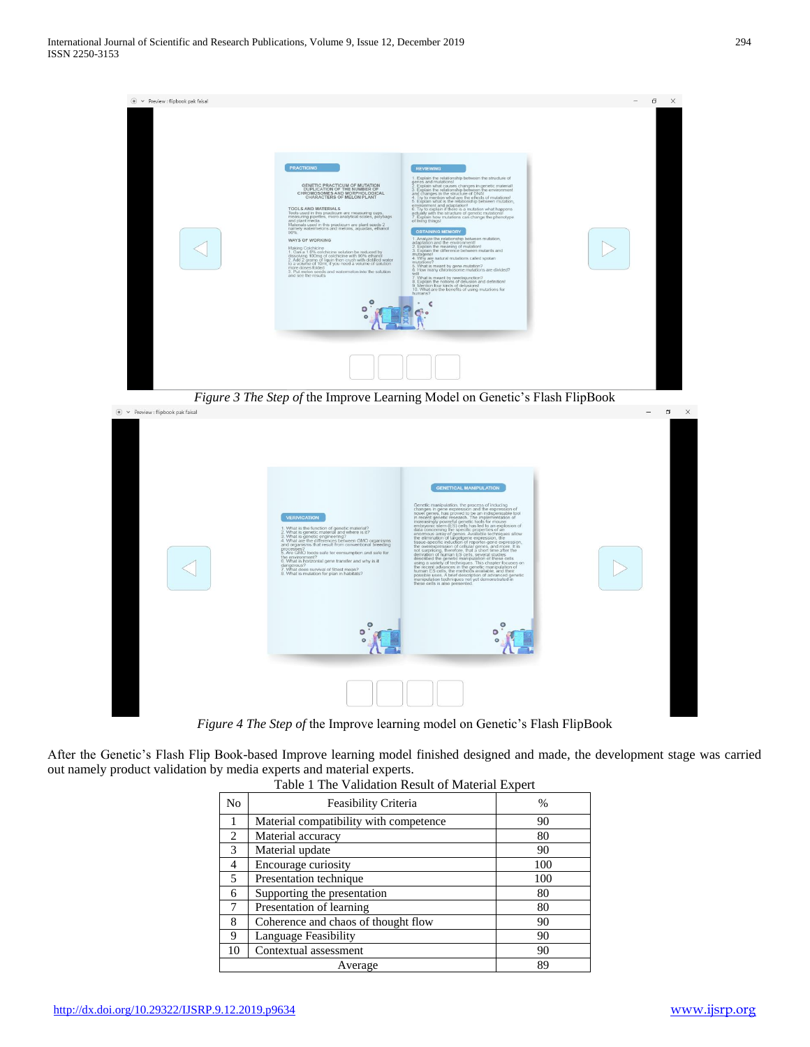*Figure 3 The Step of* the Improve Learning Model on Genetic's Flash FlipBook

*Figure 4 The Step of* the Improve learning model on Genetic's Flash FlipBook

After the Genetic's Flash Flip Book-based Improve learning model finished designed and made, the development stage was carried out namely product validation by media experts and material experts.

Table 1 The Validation Result of Material Expert

| No | Feasibility Criteria | % |
|---|---|---|
| 1 | Material compatibility with competence | 90 |
| 2 | Material accuracy | 80 |
| 3 | Material update | 90 |
| 4 | Encourage curiosity | 100 |
| 5 | Presentation technique | 100 |
| 6 | Supporting the presentation | 80 |
| 7 | Presentation of learning | 80 |
| 8 | Coherence and chaos of thought flow | 90 |
| 9 | Language Feasibility | 90 |
| 10 | Contextual assessment | 90 |
| Average | | 89 |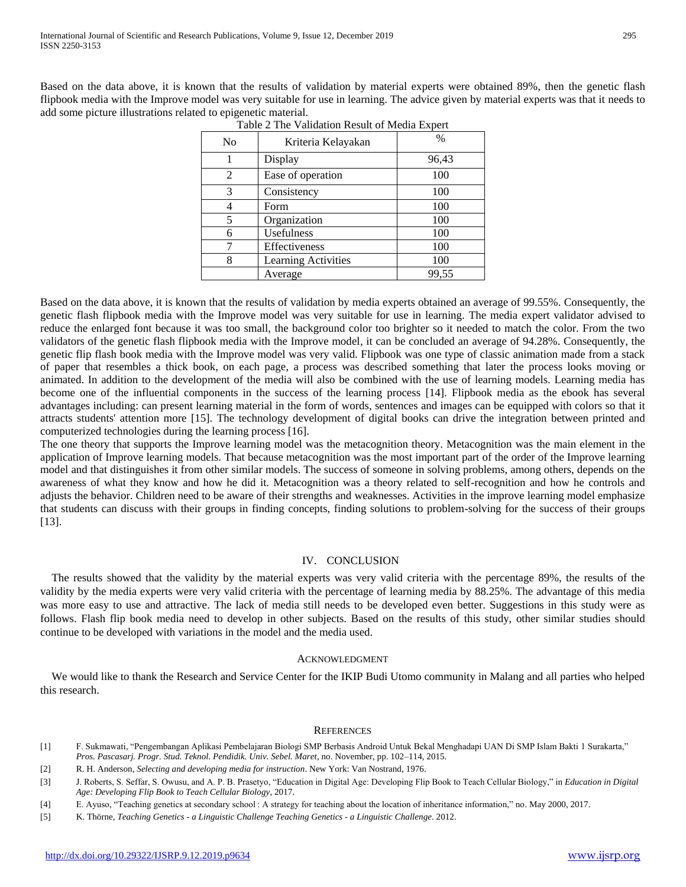Based on the data above, it is known that the results of validation by material experts were obtained 89%, then the genetic flash flipbook media with the Improve model was very suitable for use in learning. The advice given by material experts was that it needs to add some picture illustrations related to epigenetic material.

Table 2 The Validation Result of Media Expert

| No | Kriteria Kelayakan | % |
|---|---|---|
| 1 | Display | 96,43 |
| 2 | Ease of operation | 100 |
| 3 | Consistency | 100 |
| 4 | Form | 100 |
| 5 | Organization | 100 |
| 6 | Usefulness | 100 |
| 7 | Effectiveness | 100 |
| 8 | Learning Activities | 100 |
| | Average | 99,55 |

Based on the data above, it is known that the results of validation by media experts obtained an average of 99.55%. Consequently, the genetic flash flipbook media with the Improve model was very suitable for use in learning. The media expert validator advised to reduce the enlarged font because it was too small, the background color too brighter so it needed to match the color. From the two validators of the genetic flash flipbook media with the Improve model, it can be concluded an average of 94.28%. Consequently, the genetic flip flash book media with the Improve model was very valid. Flipbook was one type of classic animation made from a stack of paper that resembles a thick book, on each page, a process was described something that later the process looks moving or animated. In addition to the development of the media will also be combined with the use of learning models. Learning media has become one of the influential components in the success of the learning process [14]. Flipbook media as the ebook has several advantages including: can present learning material in the form of words, sentences and images can be equipped with colors so that it attracts students' attention more [15]. The technology development of digital books can drive the integration between printed and computerized technologies during the learning process [16].

The one theory that supports the Improve learning model was the metacognition theory. Metacognition was the main element in the application of Improve learning models. That because metacognition was the most important part of the order of the Improve learning model and that distinguishes it from other similar models. The success of someone in solving problems, among others, depends on the awareness of what they know and how he did it. Metacognition was a theory related to self-recognition and how he controls and adjusts the behavior. Children need to be aware of their strengths and weaknesses. Activities in the improve learning model emphasize that students can discuss with their groups in finding concepts, finding solutions to problem-solving for the success of their groups [13].

## IV. Conclusion

The results showed that the validity by the material experts was very valid criteria with the percentage 89%, the results of the validity by the media experts were very valid criteria with the percentage of learning media by 88.25%. The advantage of this media was more easy to use and attractive. The lack of media still needs to be developed even better. Suggestions in this study were as follows. Flash flip book media need to develop in other subjects. Based on the results of this study, other similar studies should continue to be developed with variations in the model and the media used.

## Acknowledgment

We would like to thank the Research and Service Center for the IKIP Budi Utomo community in Malang and all parties who helped this research.

## References

[1] F. Sukmawati, "Pengembangan Aplikasi Pembelajaran Biologi SMP Berbasis Android Untuk Bekal Menghadapi UAN Di SMP Islam Bakti 1 Surakarta," *Pros. Pascasarj. Progr. Stud. Teknol. Pendidik. Univ. Sebel. Maret*, no. November, pp. 102–114, 2015.

[2] R. H. Anderson, *Selecting and developing media for instruction*. New York: Van Nostrand, 1976.

[3] J. Roberts, S. Seffar, S. Owusu, and A. P. B. Prasetyo, "Education in Digital Age: Developing Flip Book to Teach Cellular Biology," in *Education in Digital Age: Developing Flip Book to Teach Cellular Biology*, 2017.

[4] E. Ayuso, "Teaching genetics at secondary school : A strategy for teaching about the location of inheritance information," no. May 2000, 2017.

[5] K. Thörne, *Teaching Genetics - a Linguistic Challenge Teaching Genetics - a Linguistic Challenge*. 2012.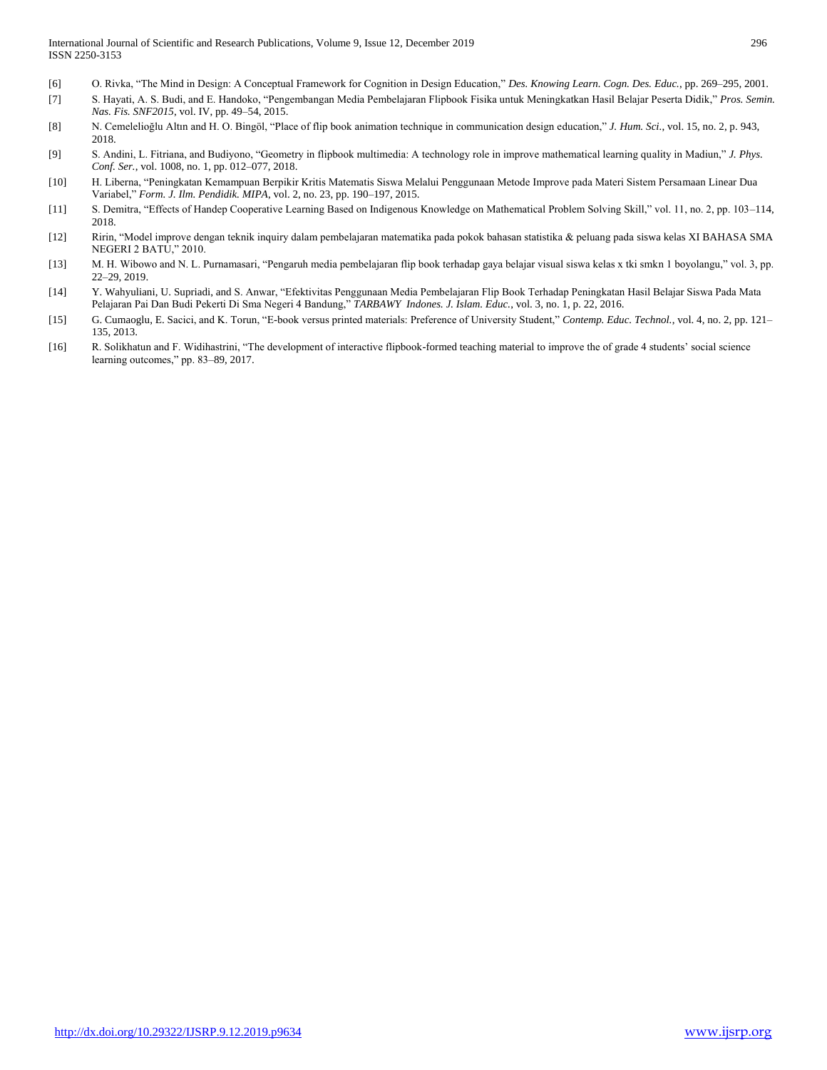[6] O. Rivka, "The Mind in Design: A Conceptual Framework for Cognition in Design Education," *Des. Knowing Learn. Cogn. Des. Educ.*, pp. 269–295, 2001.

[7] S. Hayati, A. S. Budi, and E. Handoko, "Pengembangan Media Pembelajaran Flipbook Fisika untuk Meningkatkan Hasil Belajar Peserta Didik," *Pros. Semin. Nas. Fis. SNF2015*, vol. IV, pp. 49–54, 2015.

[8] N. Cemelelioğlu Altın and H. O. Bingöl, "Place of flip book animation technique in communication design education," *J. Hum. Sci.*, vol. 15, no. 2, p. 943, 2018.

[9] S. Andini, L. Fitriana, and Budiyono, "Geometry in flipbook multimedia: A technology role in improve mathematical learning quality in Madiun," *J. Phys. Conf. Ser.*, vol. 1008, no. 1, pp. 012–077, 2018.

[10] H. Liberna, "Peningkatan Kemampuan Berpikir Kritis Matematis Siswa Melalui Penggunaan Metode Improve pada Materi Sistem Persamaan Linear Dua Variabel," *Form. J. Ilm. Pendidik. MIPA*, vol. 2, no. 23, pp. 190–197, 2015.

[11] S. Demitra, "Effects of Handep Cooperative Learning Based on Indigenous Knowledge on Mathematical Problem Solving Skill," vol. 11, no. 2, pp. 103–114, 2018.

[12] Ririn, "Model improve dengan teknik inquiry dalam pembelajaran matematika pada pokok bahasan statistika & peluang pada siswa kelas XI BAHASA SMA NEGERI 2 BATU," 2010.

[13] M. H. Wibowo and N. L. Purnamasari, "Pengaruh media pembelajaran flip book terhadap gaya belajar visual siswa kelas x tki smkn 1 boyolangu," vol. 3, pp. 22–29, 2019.

[14] Y. Wahyuliani, U. Supriadi, and S. Anwar, "Efektivitas Penggunaan Media Pembelajaran Flip Book Terhadap Peningkatan Hasil Belajar Siswa Pada Mata Pelajaran Pai Dan Budi Pekerti Di Sma Negeri 4 Bandung," *TARBAWY Indones. J. Islam. Educ.*, vol. 3, no. 1, p. 22, 2016.

[15] G. Cumaoglu, E. Sacici, and K. Torun, "E-book versus printed materials: Preference of University Student," *Contemp. Educ. Technol.*, vol. 4, no. 2, pp. 121–135, 2013.

[16] R. Solikhatun and F. Widihastrini, "The development of interactive flipbook-formed teaching material to improve the of grade 4 students' social science learning outcomes," pp. 83–89, 2017.